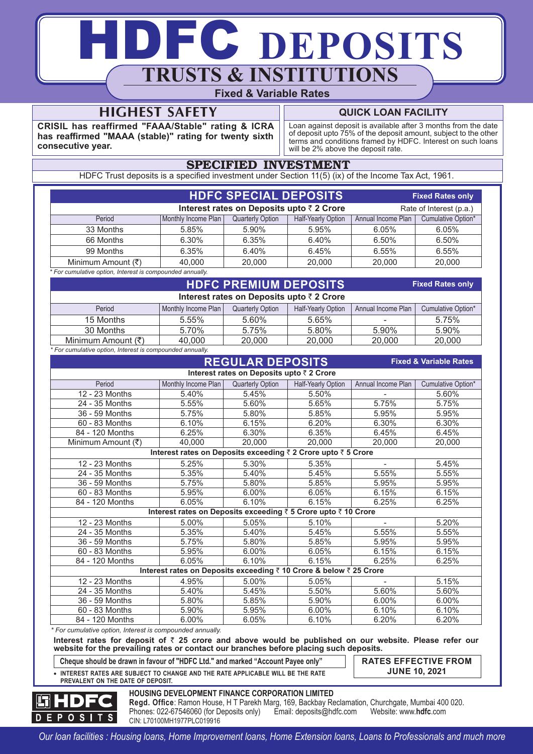# HDFC DEPOSITS

## TRUSTS & INSTITUTIONS

**Fixed & Variable Rates**

## HIGHEST SAFETY

**CRISIL has reaffirmed "FAAA/Stable" rating & ICRA has reaffirmed "MAAA (stable)" rating for twenty sixth consecutive year.**

## QUICK LOAN FACILITY

Loan against deposit is available after 3 months from the date of deposit upto 75% of the deposit amount, subject to the other terms and conditions framed by HDFC. Interest on such loans will be 2% above the deposit rate.

## SPECIFIED INVESTMENT

HDFC Trust deposits is a specified investment under Section 11(5) (ix) of the Income Tax Act, 1961.

### HDFC SPECIAL DEPOSITS — Fixed Rates only

Interest rates on Deposits upto ₹ 2 Crore — Rate of Interest (p.a.)

| Period | Monthly Income Plan | Quarterly Option | Half-Yearly Option | Annual Income Plan | Cumulative Option* |
|---|---|---|---|---|---|
| 33 Months | 5.85% | 5.90% | 5.95% | 6.05% | 6.05% |
| 66 Months | 6.30% | 6.35% | 6.40% | 6.50% | 6.50% |
| 99 Months | 6.35% | 6.40% | 6.45% | 6.55% | 6.55% |
| Minimum Amount (₹) | 40,000 | 20,000 | 20,000 | 20,000 | 20,000 |

*\* For cumulative option, Interest is compounded annually.*

### HDFC PREMIUM DEPOSITS — Fixed Rates only

Interest rates on Deposits upto ₹ 2 Crore

| Period | Monthly Income Plan | Quarterly Option | Half-Yearly Option | Annual Income Plan | Cumulative Option* |
|---|---|---|---|---|---|
| 15 Months | 5.55% | 5.60% | 5.65% | - | 5.75% |
| 30 Months | 5.70% | 5.75% | 5.80% | 5.90% | 5.90% |
| Minimum Amount (₹) | 40,000 | 20,000 | 20,000 | 20,000 | 20,000 |

*\* For cumulative option, Interest is compounded annually.*

### REGULAR DEPOSITS — Fixed & Variable Rates

| Period | Monthly Income Plan | Quarterly Option | Half-Yearly Option | Annual Income Plan | Cumulative Option* |
|---|---|---|---|---|---|
| **Interest rates on Deposits upto ₹ 2 Crore** | | | | | |
| 12 - 23 Months | 5.40% | 5.45% | 5.50% | - | 5.60% |
| 24 - 35 Months | 5.55% | 5.60% | 5.65% | 5.75% | 5.75% |
| 36 - 59 Months | 5.75% | 5.80% | 5.85% | 5.95% | 5.95% |
| 60 - 83 Months | 6.10% | 6.15% | 6.20% | 6.30% | 6.30% |
| 84 - 120 Months | 6.25% | 6.30% | 6.35% | 6.45% | 6.45% |
| Minimum Amount (₹) | 40,000 | 20,000 | 20,000 | 20,000 | 20,000 |
| **Interest rates on Deposits exceeding ₹ 2 Crore upto ₹ 5 Crore** | | | | | |
| 12 - 23 Months | 5.25% | 5.30% | 5.35% | - | 5.45% |
| 24 - 35 Months | 5.35% | 5.40% | 5.45% | 5.55% | 5.55% |
| 36 - 59 Months | 5.75% | 5.80% | 5.85% | 5.95% | 5.95% |
| 60 - 83 Months | 5.95% | 6.00% | 6.05% | 6.15% | 6.15% |
| 84 - 120 Months | 6.05% | 6.10% | 6.15% | 6.25% | 6.25% |
| **Interest rates on Deposits exceeding ₹ 5 Crore upto ₹ 10 Crore** | | | | | |
| 12 - 23 Months | 5.00% | 5.05% | 5.10% | - | 5.20% |
| 24 - 35 Months | 5.35% | 5.40% | 5.45% | 5.55% | 5.55% |
| 36 - 59 Months | 5.75% | 5.80% | 5.85% | 5.95% | 5.95% |
| 60 - 83 Months | 5.95% | 6.00% | 6.05% | 6.15% | 6.15% |
| 84 - 120 Months | 6.05% | 6.10% | 6.15% | 6.25% | 6.25% |
| **Interest rates on Deposits exceeding ₹ 10 Crore & below ₹ 25 Crore** | | | | | |
| 12 - 23 Months | 4.95% | 5.00% | 5.05% | - | 5.15% |
| 24 - 35 Months | 5.40% | 5.45% | 5.50% | 5.60% | 5.60% |
| 36 - 59 Months | 5.80% | 5.85% | 5.90% | 6.00% | 6.00% |
| 60 - 83 Months | 5.90% | 5.95% | 6.00% | 6.10% | 6.10% |
| 84 - 120 Months | 6.00% | 6.05% | 6.10% | 6.20% | 6.20% |

*\* For cumulative option, Interest is compounded annually.*

**Interest rates for deposit of ₹ 25 crore and above would be published on our website. Please refer our website for the prevailing rates or contact our branches before placing such deposits.**

**Cheque should be drawn in favour of "HDFC Ltd." and marked "Account Payee only"**

- **INTEREST RATES ARE SUBJECT TO CHANGE AND THE RATE APPLICABLE WILL BE THE RATE PREVALENT ON THE DATE OF DEPOSIT.**

**RATES EFFECTIVE FROM JUNE 10, 2021**

HDFC DEPOSITS

**HOUSING DEVELOPMENT FINANCE CORPORATION LIMITED**

**Regd. Office**: Ramon House, H T Parekh Marg, 169, Backbay Reclamation, Churchgate, Mumbai 400 020.
Phones: 022-67546060 (for Deposits only) Email: deposits@hdfc.com Website: www.**hdfc**.com
CIN: L70100MH1977PLC019916

*Our loan facilities : Housing loans, Home Improvement loans, Home Extension loans, Loans to Professionals and much more*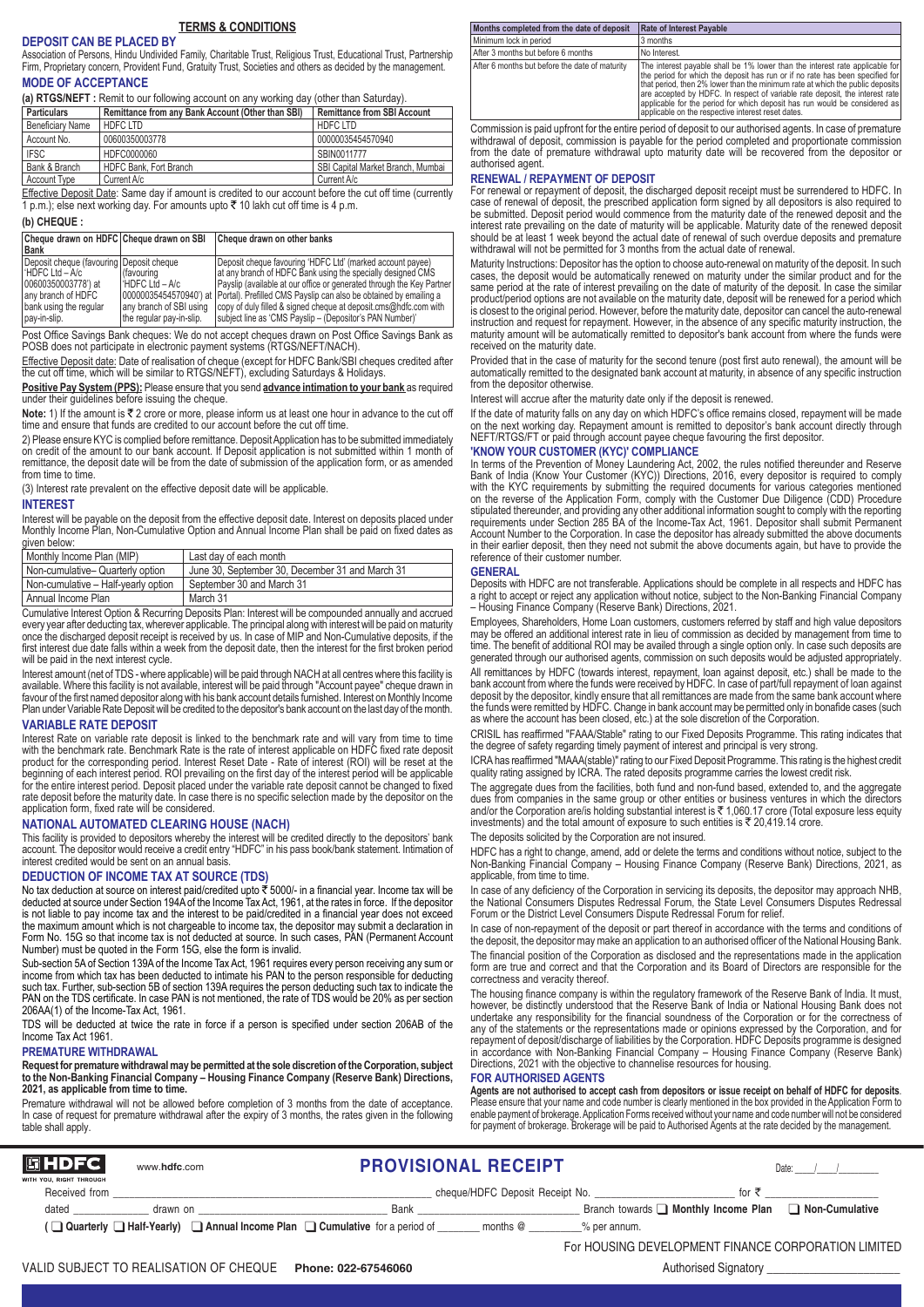## TERMS & CONDITIONS

### DEPOSIT CAN BE PLACED BY

Association of Persons, Hindu Undivided Family, Charitable Trust, Religious Trust, Educational Trust, Partnership Firm, Proprietary concern, Provident Fund, Gratuity Trust, Societies and others as decided by the management.

### MODE OF ACCEPTANCE

**(a) RTGS/NEFT :** Remit to our following account on any working day (other than Saturday).

| Particulars | Remittance from any Bank Account (Other than SBI) | Remittance from SBI Account |
|---|---|---|
| Beneficiary Name | HDFC LTD | HDFC LTD |
| Account No. | 00600350003778 | 000000035454570940 |
| IFSC | HDFC0000060 | SBIN0011777 |
| Bank & Branch | HDFC Bank, Fort Branch | SBI Capital Market Branch, Mumbai |
| Account Type | Current A/c | Current A/c |

Effective Deposit Date: Same day if amount is credited to our account before the cut off time (currently 1 p.m.); else next working day. For amounts upto ₹ 10 lakh cut off time is 4 p.m.

**(b) CHEQUE :**

| Cheque drawn on HDFC Bank | Cheque drawn on SBI | Cheque drawn on other banks |
|---|---|---|
| Deposit cheque (favouring 'HDFC Ltd – A/c 00600350003778') at any branch of HDFC bank using the regular pay-in-slip. | Deposit cheque (favouring 'HDFC Ltd – A/c 000000035454570940') at any branch of SBI using the regular pay-in-slip. | Deposit cheque favouring 'HDFC Ltd' (marked account payee) at any branch of HDFC Bank using the specially designed CMS Payslip (available at our office or generated through the Key Partner Portal). Prefilled CMS Payslip can also be obtained by emailing a copy of duly filled & signed cheque at deposit.cms@hdfc.com with subject line as 'CMS Payslip – (Depositor's PAN Number)' |

Post Office Savings Bank cheques: We do not accept cheques drawn on Post Office Savings Bank as POSB does not participate in electronic payment systems (RTGS/NEFT/NACH).

Effective Deposit date: Date of realisation of cheque (except for HDFC Bank/SBI cheques credited after the cut off time, which will be similar to RTGS/NEFT), excluding Saturdays & Holidays.

**Positive Pay System (PPS):** Please ensure that you send **advance intimation to your bank** as required under their guidelines before issuing the cheque.

**Note:** 1) If the amount is ₹ 2 crore or more, please inform us at least one hour in advance to the cut off time and ensure that funds are credited to our account before the cut off time.

2) Please ensure KYC is complied before remittance. Deposit Application has to be submitted immediately on credit of the amount to our bank account. If Deposit application is not submitted within 1 month of remittance, the deposit date will be from the date of submission of the application form, or as amended from time to time.

(3) Interest rate prevalent on the effective deposit date will be applicable.

### INTEREST

Interest will be payable on the deposit from the effective deposit date. Interest on deposits placed under Monthly Income Plan, Non-Cumulative Option and Annual Income Plan shall be paid on fixed dates as given below:

| Monthly Income Plan (MIP) | Last day of each month |
|---|---|
| Non-cumulative– Quarterly option | June 30, September 30, December 31 and March 31 |
| Non-cumulative – Half-yearly option | September 30 and March 31 |
| Annual Income Plan | March 31 |

Cumulative Interest Option & Recurring Deposits Plan: Interest will be compounded annually and accrued every year after deducting tax, wherever applicable. The principal along with interest will be paid on maturity once the discharged deposit receipt is received by us. In case of MIP and Non-Cumulative deposits, if the first interest due date falls within a week from the deposit date, then the interest for the first broken period will be paid in the next interest cycle.

Interest amount (net of TDS - where applicable) will be paid through NACH at all centres where this facility is available. Where this facility is not available, interest will be paid through "Account payee" cheque drawn in favour of the first named depositor along with his bank account details furnished. Interest on Monthly Income Plan under Variable Rate Deposit will be credited to the depositor's bank account on the last day of the month.

### VARIABLE RATE DEPOSIT

Interest Rate on variable rate deposit is linked to the benchmark rate and will vary from time to time with the benchmark rate. Benchmark Rate is the rate of interest applicable on HDFC fixed rate deposit product for the corresponding period. Interest Reset Date - Rate of interest (ROI) will be reset at the beginning of each interest period. ROI prevailing on the first day of the interest period will be applicable for the entire interest period. Deposit placed under the variable rate deposit cannot be changed to fixed rate deposit before the maturity date. In case there is no specific selection made by the depositor on the application form, fixed rate will be considered.

### NATIONAL AUTOMATED CLEARING HOUSE (NACH)

This facility is provided to depositors whereby the interest will be credited directly to the depositors' bank account. The depositor would receive a credit entry "HDFC" in his pass book/bank statement. Intimation of interest credited would be sent on an annual basis.

### DEDUCTION OF INCOME TAX AT SOURCE (TDS)

No tax deduction at source on interest paid/credited upto ₹ 5000/- in a financial year. Income tax will be deducted at source under Section 194A of the Income Tax Act, 1961, at the rates in force. If the depositor is not liable to pay income tax and the interest to be paid/credited in a financial year does not exceed the maximum amount which is not chargeable to income tax, the depositor may submit a declaration in Form No. 15G so that income tax is not deducted at source. In such cases, PAN (Permanent Account Number) must be quoted in the Form 15G, else the form is invalid.

Sub-section 5A of Section 139A of the Income Tax Act, 1961 requires every person receiving any sum or income from which tax has been deducted to intimate his PAN to the person responsible for deducting such tax. Further, sub-section 5B of section 139A requires the person deducting such tax to indicate the PAN on the TDS certificate. In case PAN is not mentioned, the rate of TDS would be 20% as per section 206AA(1) of the Income-Tax Act, 1961.

TDS will be deducted at twice the rate in force if a person is specified under section 206AB of the Income Tax Act 1961.

### PREMATURE WITHDRAWAL

**Request for premature withdrawal may be permitted at the sole discretion of the Corporation, subject to the Non-Banking Financial Company – Housing Finance Company (Reserve Bank) Directions, 2021, as applicable from time to time.**

Premature withdrawal will not be allowed before completion of 3 months from the date of acceptance. In case of request for premature withdrawal after the expiry of 3 months, the rates given in the following table shall apply.

| Months completed from the date of deposit | Rate of Interest Payable |
|---|---|
| Minimum lock in period | 3 months |
| After 3 months but before 6 months | No Interest. |
| After 6 months but before the date of maturity | The interest payable shall be 1% lower than the interest rate applicable for the period for which the deposit has run or if no rate has been specified for that period, then 2% lower than the minimum rate at which the public deposits are accepted by HDFC. In respect of variable rate deposit, the interest rate applicable for the period for which deposit has run would be considered as applicable on the respective interest reset dates. |

Commission is paid upfront for the entire period of deposit to our authorised agents. In case of premature withdrawal of deposit, commission is payable for the period completed and proportionate commission from the date of premature withdrawal upto maturity date will be recovered from the depositor or authorised agent.

### RENEWAL / REPAYMENT OF DEPOSIT

For renewal or repayment of deposit, the discharged deposit receipt must be surrendered to HDFC. In case of renewal of deposit, the prescribed application form signed by all depositors is also required to be submitted. Deposit period would commence from the maturity date of the renewed deposit and the interest rate prevailing on the date of maturity will be applicable. Maturity date of the renewed deposit should be at least 1 week beyond the actual date of renewal of such overdue deposits and premature withdrawal will not be permitted for 3 months from the actual date of renewal.

Maturity Instructions: Depositor has the option to choose auto-renewal on maturity of the deposit. In such cases, the deposit would be automatically renewed on maturity under the similar product and for the same period at the rate of interest prevailing on the date of maturity of the deposit. In case the similar product/period options are not available on the maturity date, deposit will be renewed for a period which is closest to the original period. However, before the maturity date, depositor can cancel the auto-renewal instruction and request for repayment. However, in the absence of any specific maturity instruction, the maturity amount will be automatically remitted to depositor's bank account from where the funds were received on the maturity date.

Provided that in the case of maturity for the second tenure (post first auto renewal), the amount will be automatically remitted to the designated bank account at maturity, in absence of any specific instruction from the depositor otherwise.

Interest will accrue after the maturity date only if the deposit is renewed.

If the date of maturity falls on any day on which HDFC's office remains closed, repayment will be made on the next working day. Repayment amount is remitted to depositor's bank account directly through NEFT/RTGS/FT or paid through account payee cheque favouring the first depositor.

### 'KNOW YOUR CUSTOMER (KYC)' COMPLIANCE

In terms of the Prevention of Money Laundering Act, 2002, the rules notified thereunder and Reserve Bank of India (Know Your Customer (KYC)) Directions, 2016, every depositor is required to comply with the KYC requirements by submitting the required documents for various categories mentioned on the reverse of the Application Form, comply with the Customer Due Diligence (CDD) Procedure stipulated thereunder, and providing any other additional information sought to comply with the reporting requirements under Section 285 BA of the Income-Tax Act, 1961. Depositor shall submit Permanent Account Number to the Corporation. In case the depositor has already submitted the above documents in their earlier deposit, then they need not submit the above documents again, but have to provide the reference of their customer number.

### GENERAL

Deposits with HDFC are not transferable. Applications should be complete in all respects and HDFC has a right to accept or reject any application without notice, subject to the Non-Banking Financial Company – Housing Finance Company (Reserve Bank) Directions, 2021.

Employees, Shareholders, Home Loan customers, customers referred by staff and high value depositors may be offered an additional interest rate in lieu of commission as decided by management from time to time. The benefit of additional ROI may be availed through a single option only. In case such deposits are generated through our authorised agents, commission on such deposits would be adjusted appropriately.

All remittances by HDFC (towards interest, repayment, loan against deposit, etc.) shall be made to the bank account from where the funds were received by HDFC. In case of part/full repayment of loan against deposit by the depositor, kindly ensure that all remittances are made from the same bank account where the funds were remitted by HDFC. Change in bank account may be permitted only in bonafide cases (such as where the account has been closed, etc.) at the sole discretion of the Corporation.

CRISIL has reaffirmed "FAAA/Stable" rating to our Fixed Deposits Programme. This rating indicates that the degree of safety regarding timely payment of interest and principal is very strong.

ICRA has reaffirmed "MAAA(stable)" rating to our Fixed Deposit Programme. This rating is the highest credit quality rating assigned by ICRA. The rated deposits programme carries the lowest credit risk.

The aggregate dues from the facilities, both fund and non-fund based, extended to, and the aggregate dues from companies in the same group or other entities or business ventures in which the directors and/or the Corporation are/is holding substantial interest is ₹ 1,060.17 crore (Total exposure less equity investments) and the total amount of exposure to such entities is ₹ 20,419.14 crore.

The deposits solicited by the Corporation are not insured.

HDFC has a right to change, amend, add or delete the terms and conditions without notice, subject to the Non-Banking Financial Company – Housing Finance Company (Reserve Bank) Directions, 2021, as applicable, from time to time.

In case of any deficiency of the Corporation in servicing its deposits, the depositor may approach NHB, the National Consumers Disputes Redressal Forum, the State Level Consumers Disputes Redressal Forum or the District Level Consumers Dispute Redressal Forum for relief.

In case of non-repayment of the deposit or part thereof in accordance with the terms and conditions of the deposit, the depositor may make an application to an authorised officer of the National Housing Bank.

The financial position of the Corporation as disclosed and the representations made in the application form are true and correct and that the Corporation and its Board of Directors are responsible for the correctness and veracity thereof.

The housing finance company is within the regulatory framework of the Reserve Bank of India. It must, however, be distinctly understood that the Reserve Bank of India or National Housing Bank does not undertake any responsibility for the financial soundness of the Corporation or for the correctness of any of the statements or the representations made or opinions expressed by the Corporation, and for repayment of deposit/discharge of liabilities by the Corporation. HDFC Deposits programme is designed in accordance with Non-Banking Financial Company – Housing Finance Company (Reserve Bank) Directions, 2021 with the objective to channelise resources for housing.

### FOR AUTHORISED AGENTS

**Agents are not authorised to accept cash from depositors or issue receipt on behalf of HDFC for deposits**. Please ensure that your name and code number is clearly mentioned in the box provided in the Application Form to enable payment of brokerage. Application Forms received without your name and code number will not be considered for payment of brokerage. Brokerage will be paid to Authorised Agents at the rate decided by the management.

---

HDFC WITH YOU, RIGHT THROUGH www.hdfc.com

## PROVISIONAL RECEIPT

Date: ____/____/________

Received from ______________________________ cheque/HDFC Deposit Receipt No. ________________ for ₹ ______________

dated ____________ drawn on ______________________ Bank ______________________ Branch towards ❑ **Monthly Income Plan** ❑ **Non-Cumulative**

( ❑ **Quarterly** ❑ **Half-Yearly**) ❑ **Annual Income Plan** ❑ **Cumulative** for a period of ________ months @ ________% per annum.

For HOUSING DEVELOPMENT FINANCE CORPORATION LIMITED

VALID SUBJECT TO REALISATION OF CHEQUE **Phone: 022-67546060**

Authorised Signatory ____________________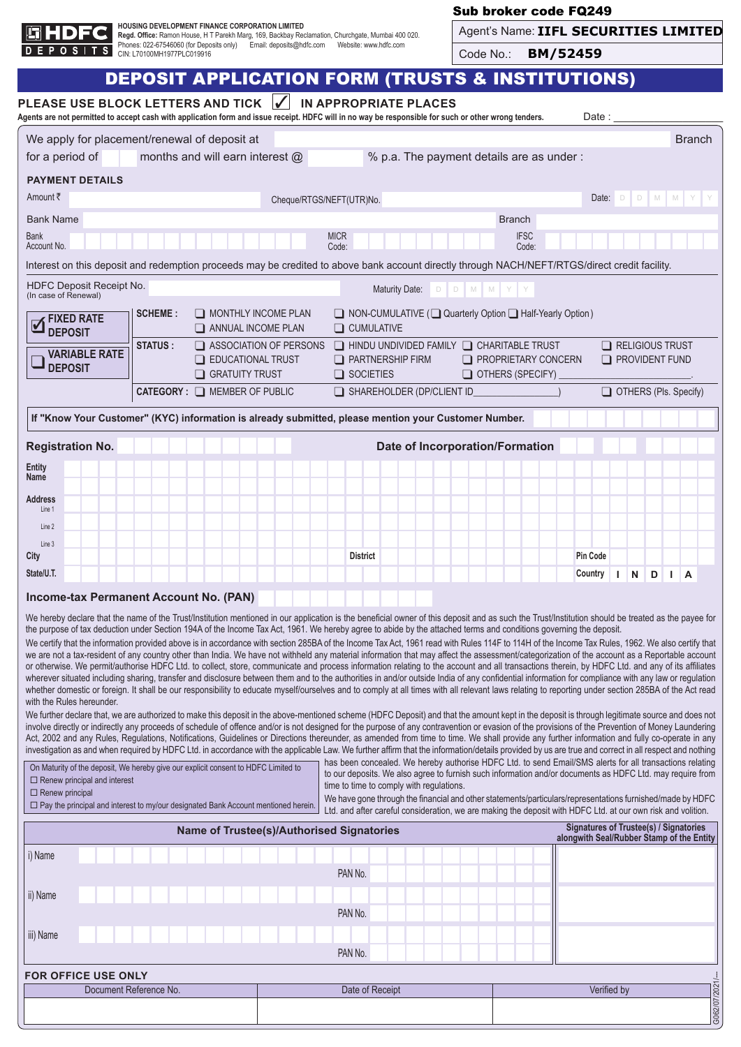**HOUSING DEVELOPMENT FINANCE CORPORATION LIMITED**
**Regd. Office:** Ramon House, H T Parekh Marg, 169, Backbay Reclamation, Churchgate, Mumbai 400 020.
Phones: 022-67546060 (for Deposits only) Email: deposits@hdfc.com Website: www.hdfc.com
CIN: L70100MH1977PLC019916

**Sub broker code FQ249**

Agent's Name: **IIFL SECURITIES LIMITED**

Code No.: **BM/52459**

# DEPOSIT APPLICATION FORM (TRUSTS & INSTITUTIONS)

**PLEASE USE BLOCK LETTERS AND TICK ☑ IN APPROPRIATE PLACES**

**Agents are not permitted to accept cash with application form and issue receipt. HDFC will in no way be responsible for such or other wrong tenders.**

Date : ____________

We apply for placement/renewal of deposit at ____________ Branch

for a period of ____ months and will earn interest @ ____ % p.a. The payment details are as under :

**PAYMENT DETAILS**

Amount ₹ ____________ Cheque/RTGS/NEFT(UTR)No. ____________ Date: D D M M Y Y

Bank Name ____________ Branch ____________

Bank Account No. ____________ MICR Code: ____________ IFSC Code: ____________

Interest on this deposit and redemption proceeds may be credited to above bank account directly through NACH/NEFT/RTGS/direct credit facility.

HDFC Deposit Receipt No. (In case of Renewal) ____________ Maturity Date: D D M M Y Y

☑ **FIXED RATE DEPOSIT**

☐ **VARIABLE RATE DEPOSIT**

**SCHEME :** ☐ MONTHLY INCOME PLAN ☐ ANNUAL INCOME PLAN ☐ NON-CUMULATIVE (☐ Quarterly Option ☐ Half-Yearly Option) ☐ CUMULATIVE

**STATUS :** ☐ ASSOCIATION OF PERSONS ☐ EDUCATIONAL TRUST ☐ GRATUITY TRUST ☐ HINDU UNDIVIDED FAMILY ☐ PARTNERSHIP FIRM ☐ SOCIETIES ☐ CHARITABLE TRUST ☐ PROPRIETARY CONCERN ☐ OTHERS (SPECIFY) ____________. ☐ RELIGIOUS TRUST ☐ PROVIDENT FUND

**CATEGORY :** ☐ MEMBER OF PUBLIC ☐ SHAREHOLDER (DP/CLIENT ID____________) ☐ OTHERS (Pls. Specify)

**If "Know Your Customer" (KYC) information is already submitted, please mention your Customer Number.** ____________

**Registration No.** ____________ **Date of Incorporation/Formation** ____________

**Entity Name** ____________

**Address**
Line 1 ____________
Line 2 ____________
Line 3 ____________

**City** ____________ **District** ____________ **Pin Code** ____________

**State/U.T.** ____________ **Country** I N D I A

**Income-tax Permanent Account No. (PAN)** ____________

We hereby declare that the name of the Trust/Institution mentioned in our application is the beneficial owner of this deposit and as such the Trust/Institution should be treated as the payee for the purpose of tax deduction under Section 194A of the Income Tax Act, 1961. We hereby agree to abide by the attached terms and conditions governing the deposit.

We certify that the information provided above is in accordance with section 285BA of the Income Tax Act, 1961 read with Rules 114F to 114H of the Income Tax Rules, 1962. We also certify that we are not a tax-resident of any country other than India. We have not withheld any material information that may affect the assessment/categorization of the account as a Reportable account or otherwise. We permit/authorise HDFC Ltd. to collect, store, communicate and process information relating to the account and all transactions therein, by HDFC Ltd. and any of its affiliates wherever situated including sharing, transfer and disclosure between them and to the authorities in and/or outside India of any confidential information for compliance with any law or regulation whether domestic or foreign. It shall be our responsibility to educate myself/ourselves and to comply at all times with all relevant laws relating to reporting under section 285BA of the Act read with the Rules hereunder.

We further declare that, we are authorized to make this deposit in the above-mentioned scheme (HDFC Deposit) and that the amount kept in the deposit is through legitimate source and does not involve directly or indirectly any proceeds of schedule of offence and/or is not designed for the purpose of any contravention or evasion of the provisions of the Prevention of Money Laundering Act, 2002 and any Rules, Regulations, Notifications, Guidelines or Directions thereunder, as amended from time to time. We shall provide any further information and fully co-operate in any investigation as and when required by HDFC Ltd. in accordance with the applicable Law. We further affirm that the information/details provided by us are true and correct in all respect and nothing has been concealed. We hereby authorise HDFC Ltd. to send Email/SMS alerts for all transactions relating to our deposits. We also agree to furnish such information and/or documents as HDFC Ltd. may require from time to time to comply with regulations.

We have gone through the financial and other statements/particulars/representations furnished/made by HDFC Ltd. and after careful consideration, we are making the deposit with HDFC Ltd. at our own risk and volition.

On Maturity of the deposit, We hereby give our explicit consent to HDFC Limited to
☐ Renew principal and interest
☐ Renew principal
☐ Pay the principal and interest to my/our designated Bank Account mentioned herein.

| Name of Trustee(s)/Authorised Signatories | Signatures of Trustee(s) / Signatories alongwith Seal/Rubber Stamp of the Entity |
|---|---|
| i) Name ____________ PAN No. ____________ | |
| ii) Name ____________ PAN No. ____________ | |
| iii) Name ____________ PAN No. ____________ | |

**FOR OFFICE USE ONLY**

| Document Reference No. | Date of Receipt | Verified by |
|---|---|---|
| | | |

G062/07/2021/...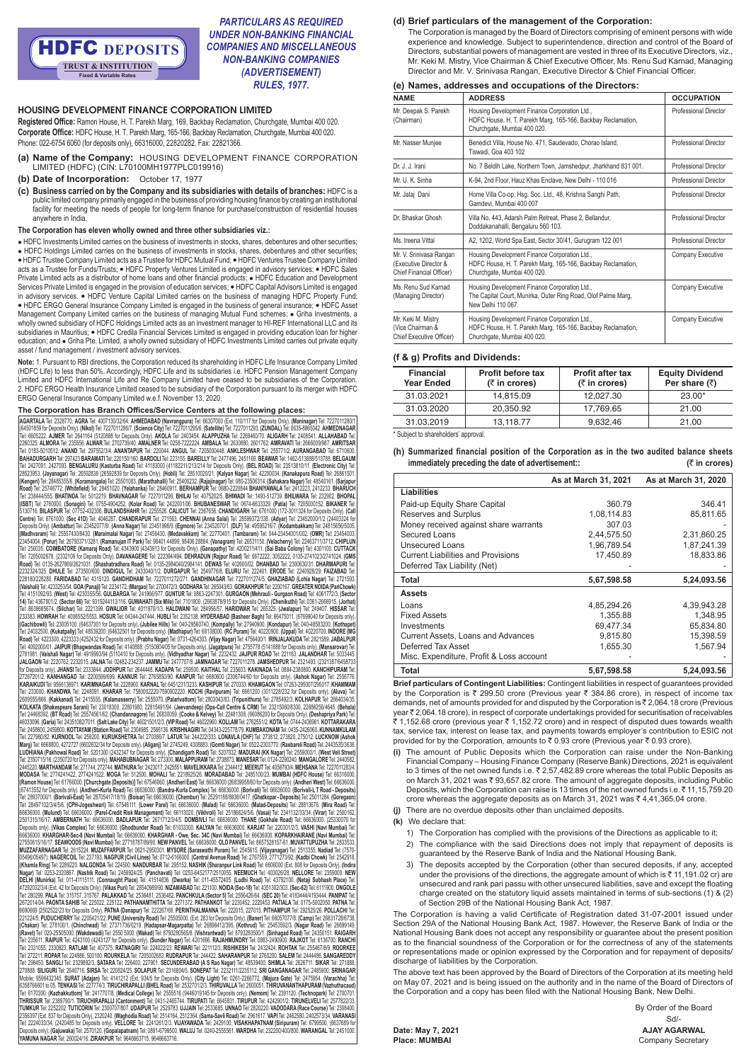**HDFC DEPOSITS**
TRUST & INSTITUTION
Fixed & Variable Rates

***PARTICULARS AS REQUIRED UNDER NON-BANKING FINANCIAL COMPANIES AND MISCELLANEOUS NON-BANKING COMPANIES (ADVERTISEMENT) RULES, 1977.***

## HOUSING DEVELOPMENT FINANCE CORPORATION LIMITED

**Registered Office:** Ramon House, H. T. Parekh Marg, 169, Backbay Reclamation, Churchgate, Mumbai 400 020.
**Corporate Office:** HDFC House, H. T. Parekh Marg, 165-166, Backbay Reclamation, Churchgate, Mumbai 400 020.
Phone: 022-6754 6060 (for deposits only), 66316000, 22820282. Fax: 22811366.

**(a) Name of the Company:** HOUSING DEVELOPMENT FINANCE CORPORATION LIMITED (HDFC) (CIN: L70100MH1977PLC019916)

**(b) Date of Incorporation:** October 17, 1977

**(c) Business carried on by the Company and its subsidiaries with details of branches:** HDFC is a public limited company primarily engaged in the business of providing housing finance by creating an institutional facility for meeting the needs of people for long-term finance for purchase/construction of residential houses anywhere in India.

**The Corporation has eleven wholly owned and three other subsidiaries viz.:**

● HDFC Investments Limited carries on the business of investments in stocks, shares, debentures and other securities; ● HDFC Holdings Limited carries on the business of investments in stocks, shares, debentures and other securities; ● HDFC Trustee Company Limited acts as a Trustee for HDFC Mutual Fund; ● HDFC Ventures Trustee Company Limited acts as a Trustee for Funds/Trusts; ● HDFC Property Ventures Limited is engaged in advisory services; ● HDFC Sales Private Limited acts as a distributor of home loans and other financial products; ● HDFC Education and Development Services Private Limited is engaged in the provision of education services; ● HDFC Capital Advisors Limited is engaged in advisory services. ● HDFC Venture Capital Limited carries on the business of managing HDFC Property Fund; ● HDFC ERGO General Insurance Company Limited is engaged in the business of general insurance; ● HDFC Asset Management Company Limited carries on the business of managing Mutual Fund schemes; ● Griha Investments, a wholly owned subsidiary of HDFC Holdings Limited acts as an investment manager to HI-REF International LLC and its subsidiaries in Mauritius; ● HDFC Credila Financial Services Limited is engaged in providing education loan for higher education; and ● Griha Pte. Limited, a wholly owned subsidiary of HDFC Investments Limited carries out private equity asset / fund management / investment advisory services.

**Note:** 1. Pursuant to RBI directions, the Corporation reduced its shareholding in HDFC Life Insurance Company Limited (HDFC Life) to less than 50%. Accordingly, HDFC Life and its subsidiaries i.e. HDFC Pension Management Company Limited and HDFC International Life and Re Company Limited have ceased to be subsidiaries of the Corporation. 2. HDFC ERGO Health Insurance Limited ceased to be subsidiary of the Corporation pursuant to its merger with HDFC ERGO General Insurance Company Limited w.e.f. November 13, 2020.

**The Corporation has Branch Offices/Service Centers at the following places:**

**AGARTALA** Tel: 2328770. **AGRA** Tel: 4007130/32/64. **AHMEDABAD (Navrangpura)** Tel: 66307000 (Ext. 110/117 for Deposits Only). **(Maninagar)** Tel: 7227011280/1 (64501859 for Deposits Only). **(Nikol)** Tel: 7227011286/7. **(Science City)** Tel: 7227011295/6. **(Satellite)** Tel: 7227011293. **(ZUNDAL)** Tel: 0635-8865042. **AHMEDNAGAR** Tel: 6605222. **AJMER** Tel: 2641164 (5120888 for Deposits Only). **AKOLA** Tel: 2403454. **ALAPPUZHA** Tel: 2269460/70. **ALIGARH** Tel: 2408541. **ALLAHABAD** Tel: 2260325. **ALMORA** Tel: 235556. **ALWAR** Tel: 2702739/40. **AMALNER** Tel: 0258-7222224. **AMBALA** Tel: 2630880, 2601762. **AMRAVATI** Tel: 2666009/987. **AMRITSAR** Tel: 0183-5010512. **ANAND** Tel: 297552/3/4. **ANANTAPUR** Tel: 220044. **ANGUL** Tel: 7205000448. **ANKLESHWAR** Tel: 2557712. **AURANGABAD** Tel: 6710600. **BAHADURGARH** Tel: 297423 **BARAMATI** Tel: 220150/160. **BARDOLI** Tel: 223155. **BAREILLY** Tel: 2477496, 2451169. **BEAWAR** Tel: 1462-513888/513788. **BELGAUM** Tel: 2427091, 2427093. **BENGALURU (Kasturba Road)** Tel: 41183000 (41182211/213/214 for Deposits Only). **(BEL Road)** Tel: 23513810/11. **(Electronic City)** Tel: 28523953. **(Jayanagar)** Tel: 26592838 (26592839 for Deposits Only). **(Hebbal)** Tel: 28510020/21. **(Kalyan Nagar)** Tel: 42200034. **(Kanakapura Road)** Tel: 26861501. **(Kengeri)** Tel: 28485355/6. **(Koramangala)** Tel: 25501083. **(Marathahalli)** Tel: 25400232. **(Rajajinagar)** Tel: 080-23506314. **(Sahakara Nagar)** Tel: 48540161. **(Sarjapur Road)** Tel: 25746772. **(Whitefield)** Tel: 28451020. **(Yelahanka)** Tel: 28460911. **BERHAMPUR** Tel: 0680-2220844 **BHANIYAWALA** Tel: 2412223, 2412233. **BHARUCH** Tel: 238444/555. **BHATINDA** Tel: 5012219. **BHAVNAGAR** Tel: 7227011299. **BHIWADI** Tel: 1493-512739. **BHILWARA** Tel: 232902. **BHOPAL (ISBT)** Tel: 2780000. **(Sonagiri)** Tel: 0755-4904252. **(Kolar Road)** Tel: 2422001/06. **BHUBANESWAR** Tel: 0674-6633329. **(Patia)** Tel: 7205000152. **BIKANER** Tel: 5130716. **BILASPUR** Tel: 07752-432306. **BULANDSHAHR** Tel: 2255526. **CALICUT** Tel: 2367656. **CHANDIGARH** Tel: 6761000 (172-3011324 for Deposits Only). **(Call Centre)** Tel: 6761000. **(Sec 41D)** Tel: 4046287. **CHANDRAPUR** Tel: 271563. **CHENNAI (Anna Salai)** Tel: 28599372/338. **(Adyar)** Tel: 23452000/1/2 (24403324 for Deposits Only). **(Ambattur)** Tel: 23452077/8. **(Anna Nagar)** Tel: 23451998/9. **(Egmore)** Tel: 23452070/1. **(DLF)** Tel: 49595216/7. **(Kodambakkam)** Tel: 24815659/5005. **(Madhvaram)** Tel: 25557430/8430. **(Maraimalai Nagar)** Tel: 27456430. **(Medavakkam)** Tel: 22770401. **(Tambaram)** Tel: 044-23454001/002. **(OMR)** Tel: 23454003, 23454004. **(Porur)** Tel: 26793371/3281. **(Ramanujan IT Park)** Tel: 98401 44899, 98406 28884. **(Vanagram)** Tel: 26531150. **(Velachery)** Tel: 22463711/3712. **CHIPLUN** Tel: 250035. **COIMBATORE (Kamaraj Road)** Tel: 4343900 (4343913 for Deposits Only). **(Ganapathy)** Tel: 4200211/411. **(Sai Baba Colony)** Tel: 4301100. **CUTTACK** Tel: 7205002678. (2332109 for Deposits Only). **DAVANAGERE** Tel: 223994/494. **DEHRADUN (Rajpur Road)** Tel: 6672222, 3052222, 0135-2741023/2741024. **(GMS Road)** Tel: 0135-2627869/2621031. **(Shashatradhara Road)** Tel: 0135-2984040/2984141. **DEWAS** Tel: 402600/02. **DHANBAD** Tel: 2309630/31. **DHARMAPURI** Tel: 2232324/325. **DHULE** Tel: 273500/600. **DINDIGUL** Tel: 2433040/1/2. **DURGAPUR** Tel: 2549776/8. **ELURU** Tel: 222401. **ERODE** Tel: 2240928/29. **FAIZABAD** Tel: 228180/228280. **FARIDABAD** Tel: 4315120. **GANDHIDHAM** Tel: 7227011272/271. **GANDHINAGAR** Tel: 7227011274/5. **GHAZIABAD (Lohia Nagar)** Tel: 2721593. **(Vaishali)** Tel: 4232253/54. **GOA (Panaji)** Tel: 2234172. **(Margao)** Tel: 2700472/3. **GODHARA** Tel: 265043/63. **GORAKHPUR** Tel: 2200167. **GREATER NOIDA (PariChowk)** Tel: 4151092/93. **(West)** Tel: 4230355/56. **GULBARGA** Tel: 241966/977. **GUNTUR** Tel: 0863-2247301. **GURGAON (Mehrauli - Gurgaon Road)** Tel: 4061772/3. **(Sector 14)** Tel: 4367801/2. **(Sector 66)** Tel: 9319244113/116. **GUWAHATI (Six Mile)** Tel: 7101800. (2663876/915 for Deposits Only). **(Chenikuthi)** Tel: 0361-2666915. **(Jorhat)** Tel: 8638685674. **(Silchar)** Tel: 2221399. **GWALIOR** Tel: 4011970/1/3. **HALDWANI** Tel: 284950/57. **HARIDWAR** Tel: 265325. **(Jwalapur)** Tel: 249407. **HISSAR** Tel: 233383. **HOWRAH** Tel: 4006552/5553. **HOSUR** Tel: 04344-247444. **HUBLI** Tel: 2352138. **HYDERABAD (Basheer Bagh)** Tel: 66475011. (67699040 for Deposits only). **(Gachibowli)** Tel: 23005100. (64637301 for Deposits only). **(Jubilee Hills)** Tel: 040-29560740. **(Kompally)** Tel: 27940900. **(Kondapur)** Tel: 040-48583200. **(Kothapet)** Tel: 24032500. **(Kukatpally)** Tel: 48539200. (64632501 for Deposits only). **(Madhapur)** Tel: 68108000. **(RC Puram)** Tel: 40220900. **(Uppal)** Tel: 40220700. **INDORE (MG Road)** Tel: 4223300, 4223333 (4252432 for Deposits only). **(Prabhu Nagar)** Tel: 0731-4264303. **(Vijay Nagar)** Tel: 4756400/1. **IRINJALAKUDA** Tel: 2821589. **JABALPUR** Tel: 4092000/01. **JAIPUR (Bhagwandas Road)** Tel: 4140888. (5150804/05 for Deposits only). **(Jagatpura)** Tel: 2755778 (5141888 for Deposits only). **(Mansarovar)** Tel: 2781981. **(Vaishali Nagar)** Tel: 4919993/94 (5110410 for Deposits only). **(Vidhyadhar Nagar)** Tel: 2232412. **JAIPUR ROAD** Tel: 221163. **JALANDHAR** Tel: 5033445. **JALGAON** Tel: 2220762, 2232015. **JALNA** Tel: 02482-234237. **JAMMU** Tel: 2477707/8. **JAMNAGAR** Tel: 7227011278. **JAMSHEDPUR** Tel: 2321493. (2321387/6458733 for Deposits only). **JHANSI** Tel: 2333844. **JODHPUR** Tel: 2644448. **KADAPA** Tel: 259500. **KAITHAL** Tel: 235603. **KAKINADA** Tel: 0884-2380800. **KANCHIPURAM** Tel: 27267201/2. **KANHANGAD** Tel: 2200599/699. **KANNUR** Tel: 2765850/90. **KANPUR** Tel: 6680600 (2306744/60 for Deposits only). **(Ashok Nagar)** Tel: 2556776. **KARAIKUDI** Tel: 9566136971. **KARIMNAGAR** Tel: 2228900. **KARNAL** Tel: 6451231/3233. **KASHIPUR** Tel: 270333. **KHAMGAON** Tel: 07263-295007/295017. **KHAMMAM** Tel: 233000. **KHANDWA** Tel: 224891. **KHARAR** Tel: 7380002220/7380002220. **KOCHI (Ravipuram)** Tel: 6651200 (3011228/232 for Deposits only). **(Aluva)** Tel: 2609555/666. **(Kakkanad)** Tel: 2415555. **(Kalamassery)** Tel: 2555070. **(Palarivattom)** Tel: 2803043/83. **(Tripunithura)** Tel: 2785492/3. **KOLHAPUR** Tel: 2664034/35. **KOLKATA (Shakespeare Sarani)** Tel: 23018300, 22801980, 22815491/94. **(Jeevandeep) (Ops-Call Centre & CRM)** Tel: 23215060/8300, 22886256/4645. **(Behala)** Tel: 24468392. **(BT Road)** Tel: 25574561/62. **(Chandannagore)** Tel: 26830059. **(Cooke & Kelvey)** Tel: 22481308, (66086220 for Deposits only). **(Deshapriya Park)** Tel: 46033206. **(Garia)** Tel: 24351087/7011. **(Salt Lake City)** Tel: 40021501/23. **(VIP Road)** Tel: 46022960. **KOLLAM** Tel: 2762551/2. **KOTA** Tel: 0744-2436981. **KOTTARAKARA** Tel: 2458600, 2459800. **KOTTAYAM (Station Road)** Tel: 2304985, 2566136. **KRISHNAGIRI** Tel: 04343-225778/79. **KUMBAKONAM** Tel: 0435-2426060. **KUNNAMKULAM** Tel: 227980/82. **KURNOOL** Tel: 259200. **KURUKSHETRA** Tel: 270386/7. **LATUR** Tel: 244222/333. **LONAVLA (CHF)** Tel: 273812, 273820, 275012. **LUCKNOW (Ashok Marg)** Tel: 6668800, 4272727 (6602632/34 for Deposits only). **(Aliganj)** Tel: 2745249, 4308883. **(Gomti Nagar)** Tel: 0522-2303770. **(Raebareli Road)** Tel: 2443535/3636. **LUDHIANA (Pakhowal Road)** Tel: 5201300 (2432347 for Deposits only). **(Chandigarh Road)** Tel: 5207032. **MADURAI (KK Nagar)** Tel: 2550001/1. **(West Veli Street)** Tel: 2350715/16. (2350720 for Deposits only). **MAHABUBNAGAR** Tel: 273300. **MALAPPURAM** Tel: 2738873. **MANESAR** Tel: 0124-2290240. **MANGALORE** Tel: 2440582, 2445220. **MARTHANDAM** Tel: 271744, 272744. **MATHURA** Tel: 2423017, 2425551. **MAVELIKKARA** Tel: 2344412. **MEERUT** Tel: 4058793/4. **MEHSANA** Tel: 7227011283/4. **MODASA** Tel: 2774241422, 2774241522. **MOGA** Tel: 512500. **MOHALI** Tel: 2218925/26. **MORADABAD** Tel: 2485100/23. **MUMBAI (HDFC House)** Tel: 66316000. **(Ramon House)** Tel: 61766000. **(Churchgate (Deposits))** Tel: 67546060. **(Andheri East)** Tel: 66636000 (26839959/60 for Deposits only). **(Andheri West)** Tel: 66636000 (67413552 for Deposits only). **(Andheri-Kurla Road)** Tel: 66636000. **(Bandra-Kurla Complex)** Tel: 66636000. **(Borivali)** Tel: 66636000. **(Borivali-L T Road - Deposits)** Tel: 28037000/1. **(Borivali-East)** Tel: 28705417/18/19. **(Boisar)** Tel: 66636000. **(Chembur)** Tel: 25291188/8838/0417. **(Ghatkopar - Deposits)** Tel: 25011284. **(Goregaon)** Tel: 28497102/3/4/5/6. **(CPH-Jogeshwari)** Tel: 67546111. **(Lower Parel)** Tel: 66636000. **(Malad)** Tel: 66636000. **(Malad-Deposits)** Tel: 28813676. **(Mira Road)** Tel: 66636000. **(Mulund)** Tel: 66636000. **(Parel-Credit Risk Management)** Tel: 66113020. **(Vikhroli)** Tel: 25186624/5/6. **(Vasai)** Tel: 2341132/33/34. **(Virar)** Tel: 2500162, 2501315/16/17. **AMBERNATH** Tel: 66636000. **BADLAPUR** Tel: 2671712/3/4/5. **DOMBIVLI** Tel: 66636000. **THANE (Gokhale Road)** Tel: 66636000. (25330070 for Deposits only). **(Vikas Complex)** Tel: 66636000. **(Ghodbunder Road)** Tel: 61033300. **KALYAN** Tel: 66636000. **KARJAT** Tel: 220301/2/3. **VASHI (Navi Mumbai)** Tel: 66636000. **KHARGHAR-Sec-8 (Navi Mumbai)** Tel: 66636000. **KHARGHAR - Owe, Sec. 34C (Navi Mumbai)** Tel: 66636000. **KOPARKHAIRANE (Navi Mumbai)** Tel: 27550815/16/17. **SEAWOODS (Navi Mumbai)** Tel: 27718787/89/90. **NEW PANVEL** Tel: 66636000. **OLD PANVEL** Tel: 8657528151-4. **MUVATTUPUZHA** Tel: 2833533. **MUZZAFARNAGAR** Tel: 2615224. **MUZAFFARPUR** Tel: 0621-2950001. **MYSORE (Saraswathi Puram)** Tel: 2545615. **(Vijayanagar)** Tel: 2513355. **Nadiad** Tel: (7570-05496/05497). **NAGERCOIL** Tel: 237193. **NAGPUR (Civil Lines)** Tel: 0712-6166000. **(Central Avenue Road)** Tel: 2767559, 2771273/92. **(Kadbi Chowk)** Tel: 2542918. **(Khamla Ring)** Tel: 2289220. **NALGONDA** Tel: 224500. **NANDURBAR** Tel: 295152. **NASHIK (Sharanpur Link Road)** Tel: 6606000 (Ext. 808 for Deposits Only). **(Indira Nagar)** Tel: 0253-2320867. **(Nashik Road)** Tel: 2459924/25. **(Panchavati)** Tel: 0253-6452177/2510055. **NEEMUCH** Tel: 403020/28. **NELLORE** Tel: 2359000. **NEW DELHI (Mumbai)** Tel: 011-41115111. **(Connaught Place)** Tel: 41514838. **(Dwarka)** Tel: 011-45572405. **(Lodhi Road)** Tel: 43792100. **(Netaji Subhash Place)** Tel: 47292032/3/4 (Ext. 42 for Deposits Only). **(Vikas Puri)** Tel: 28540989/90. **NIZAMABAD** Tel: 221100. **NOIDA (Sec-18)** Tel: 4351302/303. **(Sec-62)** Tel: 6111900. **ONGOLE** Tel: 280299. **PALA** Tel: 215757, 315767. **PALAKKAD** Tel: 2536481, 2536482. **PANCHKULA (Sector 5)** Tel: 2556426/64. **(SEC 20)** Tel: 4183444/4193444. **PANIPAT** Tel: 2672014/04. **PAONTA SAHIB** Tel: 225022, 225122. **PATHANAMTHITTA** Tel: 2271372. **PATHANKOT** Tel: 2230452, 2220453. **PATIALA** Tel: 0175-5002050. **PATNA** Tel: 6690699 (2502522/23 for Deposits Only). **PATNA (Danapur)** Tel: 2222674/8. **PERINTHALMANNA** Tel: 222015, 227015. **PITHAMPUR** Tel: 292525/26. **POLLACHI** Tel: 221224/5. **PUDUCHERRY** Tel: 2205421/22. **PUNE (University Road)** Tel: 25505000. (Ext. 283 for Deposits Only). **(Baner)** Tel: 66057077/8. **(Camp)** Tel: 26831728/6738. **(Chakan)** Tel: 278100/1. **(Chinchwad)** Tel: 27371736/0219. **(Hadapsar-Magarpatta)** Tel: 26898412/395. **(Kothrud)** Tel: 25453592/3. **(Nagar Road)** Tel: 26699149. **(Ravet)** Tel: 020-25505000. **(Wakdewadi)** Tel: 2550 5000. **(Wakad)** Tel: 8793280565/8. **(Vishrantwadi)** Tel: 8793280500/1. **(Sinhagad Road)** Tel: 24350151. **RAIGARH** Tel: 235611. **RAIPUR** Tel: 4243100 (4243127 for Deposits only). **(Sunder Nagar)** Tel: 4201666. **RAJAHMUNDRY** Tel: 0883-2490900. **RAJKOT** Tel: 6136700. **RANCHI** Tel: 2331055, 2330823. **RATLAM** Tel: 407375. **RATNAGIRI** Tel: 224022/23. **REWARI** Tel: 221112/3. **RISHIKESH** Tel: 2432424. **ROHTAK** Tel: 255467/8/9. **ROORKEE** Tel: 272211. **ROPAR** Tel: 224986, 500100. **ROURKELA** Tel: 7205002683. **RUDRAPUR** Tel: 244422. **SAHARANPUR** Tel: 2760200. **SALEM** Tel: 2444486. **SANGAREDDY** Tel: 298450. **SANGLI** Tel: 2329892/3. **SATARA** Tel: 226400, 227901. **SECUNDERABAD (A S Rao Nagar)** Tel: 48539400. **SHIMLA** Tel: 2626711. **SIKAR** Tel: 271888, 270888. **SILIGURI** Tel: 2640716. **SIRSA** Tel: 220824/25. **SOLAPUR** Tel: 2316804/5. **SONEPAT** Tel: 2232111/2215112. **SRI GANGANAGAR** Tel: 2485930. **SRINAGAR** Mobile: 9596432345. **SURAT (Adajan)** Tel: 4141212 (Ext. 934/5 for Deposits Only). **(City Light)** Tel: 0261-2266772. **(Majura Gate)** Tel: 2475954. **(Varachha)** Tel: 6358766601 to 05. **TENKASI** Tel: 227774/3. **TIRUCHIRAPALLI (BHEL Road)** Tel: 2532701/2/3. **THIRUVALLA** Tel: 2600051. **THIRUVANANTHAPURAM (Vazhuthacaud)** Tel: 6170300. **(Kazhakkuttom)** Tel: 2417707/8. **(Medical College)** Tel: 2555516 (9446019145 for Deposits only). **(Nemom)** Tel: 2391120. **(Technopark)** Tel: 2700701. **THRISSUR** Tel: 2389790/1. **TIRUCHIRAPALLI (Cantonment)** Tel: 0431-2465744. **TIRUPATI** Tel: 6645831. **TIRUPUR** Tel: 4242901/2. **TIRUNELVELI** Tel: 2577822/33. **TUMKUR** Tel: 2252202. **TUTICORIN** Tel: 2300707/807. **UDAIPUR** Tel: 2529783. **UJJAIN** Tel: 2533685. **UNNAO** Tel: 2820220. **VADODARA (Race Course)** Tel: 2308400, 2356397 (Ext. 837 for Deposits Only), 2320240. **(Waghodia Road)** Tel: 2514164, 2512364. **(Sama-Savli Road)** Tel: 2961617. **VAPI** Tel: 2462580, 2402573/34. **VARANASI** Tel: 2224033/34. (2420485 for Deposits only). **VELLORE** Tel: 2241261/2/3. **VIJAYAWADA** Tel: 2429100. **VISAKHAPATNAM (Siripuram)** Tel: 6799500. (6637689 for Deposits only). **(Gajuwaka)** Tel: 2570120. **(Gopalapatnam)** Tel: 0891-6799500. **WALUJ** Tel: 0240-2555561. **WARDHA** Tel: 232200/400/800. **WARANGAL** Tel: 2451000. **YAMUNA NAGAR** Tel: 260024/16. **ZIRAKPUR** Tel: 9646663715, 9646663716.

**(d) Brief particulars of the management of the Corporation:**

The Corporation is managed by the Board of Directors comprising of eminent persons with wide experience and knowledge. Subject to superintendence, direction and control of the Board of Directors, substantial powers of management are vested in three of its Executive Directors, viz., Mr. Keki M. Mistry, Vice Chairman & Chief Executive Officer, Ms. Renu Sud Karnad, Managing Director and Mr. V. Srinivasa Rangan, Executive Director & Chief Financial Officer.

**(e) Names, addresses and occupations of the Directors:**

| NAME | ADDRESS | OCCUPATION |
|---|---|---|
| Mr. Deepak S. Parekh (Chairman) | Housing Development Finance Corporation Ltd., HDFC House, H. T. Parekh Marg, 165-166, Backbay Reclamation, Churchgate, Mumbai 400 020. | Professional Director |
| Mr. Nasser Munjee | Benedict Villa, House No. 471, Saudevado, Chorao Island, Tiswadi, Goa 403 102 | Professional Director |
| Dr. J. J. Irani | No. 7 Beldih Lake, Northern Town, Jamshedpur, Jharkhand 831 001. | Professional Director |
| Mr. U. K. Sinha | K-94, 2nd Floor, Hauz Khas Enclave, New Delhi - 110 016 | Professional Director |
| Mr. Jalaj Dani | Home Villa Co-op. Hsg. Soc. Ltd., 48, Krishna Sanghi Path, Gamdevi, Mumbai 400 007 | Professional Director |
| Dr. Bhaskar Ghosh | Villa No. 443, Adarsh Palm Retreat, Phase 2, Bellandur, Doddakanahalli, Bengaluru 560 103. | Professional Director |
| Ms. Ireena Vittal | A2, 1202, World Spa East, Sector 30/41, Gurugram 122 001 | Professional Director |
| Mr. V. Srinivasa Rangan (Executive Director & Chief Financial Officer) | Housing Development Finance Corporation Ltd., HDFC House, H. T. Parekh Marg, 165-166, Backbay Reclamation, Churchgate, Mumbai 400 020. | Company Executive |
| Ms. Renu Sud Karnad (Managing Director) | Housing Development Finance Corporation Ltd., The Capital Court, Munirka, Outer Ring Road, Olof Palme Marg, New Delhi 110 067. | Company Executive |
| Mr. Keki M. Mistry (Vice Chairman & Chief Executive Officer) | Housing Development Finance Corporation Ltd., HDFC House, H. T. Parekh Marg, 165-166, Backbay Reclamation, Churchgate, Mumbai 400 020. | Company Executive |

**(f & g) Profits and Dividends:**

| Financial Year Ended | Profit before tax (₹ in crores) | Profit after tax (₹ in crores) | Equity Dividend Per share (₹) |
|---|---|---|---|
| 31.03.2021 | 14,815.09 | 12,027.30 | 23.00* |
| 31.03.2020 | 20,350.92 | 17,769.65 | 21.00 |
| 31.03.2019 | 13,118.77 | 9,632.46 | 21.00 |

\* Subject to shareholders' approval.

**(h) Summarized financial position of the Corporation as in the two audited balance sheets immediately preceding the date of advertisement::** (₹ in crores)

| | As at March 31, 2021 | As at March 31, 2020 |
|---|---|---|
| **Liabilities** | | |
| Paid-up Equity Share Capital | 360.79 | 346.41 |
| Reserves and Surplus | 1,08,114.83 | 85,811.65 |
| Money received against share warrants | 307.03 | - |
| Secured Loans | 2,44,575.50 | 2,31,860.25 |
| Unsecured Loans | 1,96,789.54 | 1,87,241.39 |
| Current Liabilities and Provisions | 17,450.89 | 18,833.86 |
| Deferred Tax Liability (Net) | - | - |
| **Total** | **5,67,598.58** | **5,24,093.56** |
| **Assets** | | |
| Loans | 4,85,294.26 | 4,39,943.28 |
| Fixed Assets | 1,355.88 | 1,348.95 |
| Investments | 69,477.34 | 65,834.80 |
| Current Assets, Loans and Advances | 9,815.80 | 15,398.59 |
| Deferred Tax Asset | 1,655.30 | 1,567.94 |
| Misc. Expenditure, Profit & Loss account | - | - |
| **Total** | **5,67,598.58** | **5,24,093.56** |

**Brief particulars of Contingent Liabilities:** Contingent liabilities in respect of guarantees provided by the Corporation is ₹ 299.50 crore (Previous year ₹ 384.86 crore), in respect of income tax demands, net of amounts provided for and disputed by the Corporation is ₹ 2,064.18 crore (Previous year ₹ 2,064.18 crore), in respect of corporate undertakings provided for securitisation of receivables ₹ 1,152.68 crore (previous year ₹ 1,152.72 crore) and in respect of disputed dues towards wealth tax, service tax, interest on lease tax, and payments towards employer's contribution to ESIC not provided for by the Corporation, amounts to ₹ 0.93 crore (Previous year ₹ 0.93 crore).

**(i)** The amount of Public Deposits which the Corporation can raise under the Non-Banking Financial Company – Housing Finance Company (Reserve Bank) Directions, 2021 is equivalent to 3 times of the net owned funds i.e. ₹ 2,57,482.89 crore whereas the total Public Deposits as on March 31, 2021 was ₹ 93,657.82 crore. The amount of aggregate deposits, including Public Deposits, which the Corporation can raise is 13 times of the net owned funds i.e. ₹ 11,15,759.20 crore whereas the aggregate deposits as on March 31, 2021 was ₹ 4,41,365.04 crore.

**(j)** There are no overdue deposits other than unclaimed deposits.

**(k)** We declare that:

1) The Corporation has complied with the provisions of the Directions as applicable to it;
2) The compliance with the said Directions does not imply that repayment of deposits is guaranteed by the Reserve Bank of India and the National Housing Bank.
3) The deposits accepted by the Corporation (other than secured deposits, if any, accepted under the provisions of the directions, the aggregate amount of which is ₹ 11,191.02 cr) are unsecured and rank pari passu with other unsecured liabilities, save and except the floating charge created on the statutory liquid assets maintained in terms of sub-sections (1) & (2) of Section 29B of the National Housing Bank Act, 1987.

The Corporation is having a valid Certificate of Registration dated 31-07-2001 issued under Section 29A of the National Housing Bank Act, 1987. However, the Reserve Bank of India or the National Housing Bank does not accept any responsibility or guarantee about the present position as to the financial soundness of the Corporation or for the correctness of any of the statements or representations made or opinion expressed by the Corporation and for repayment of deposits/discharge of liabilities by the Corporation.

The above text has been approved by the Board of Directors of the Corporation at its meeting held on May 07, 2021 and is being issued on the authority and in the name of the Board of Directors of the Corporation and a copy has been filed with the National Housing Bank, New Delhi.

By Order of the Board
Sd/-
**AJAY AGARWAL**
Company Secretary

**Date: May 7, 2021**
**Place: MUMBAI**